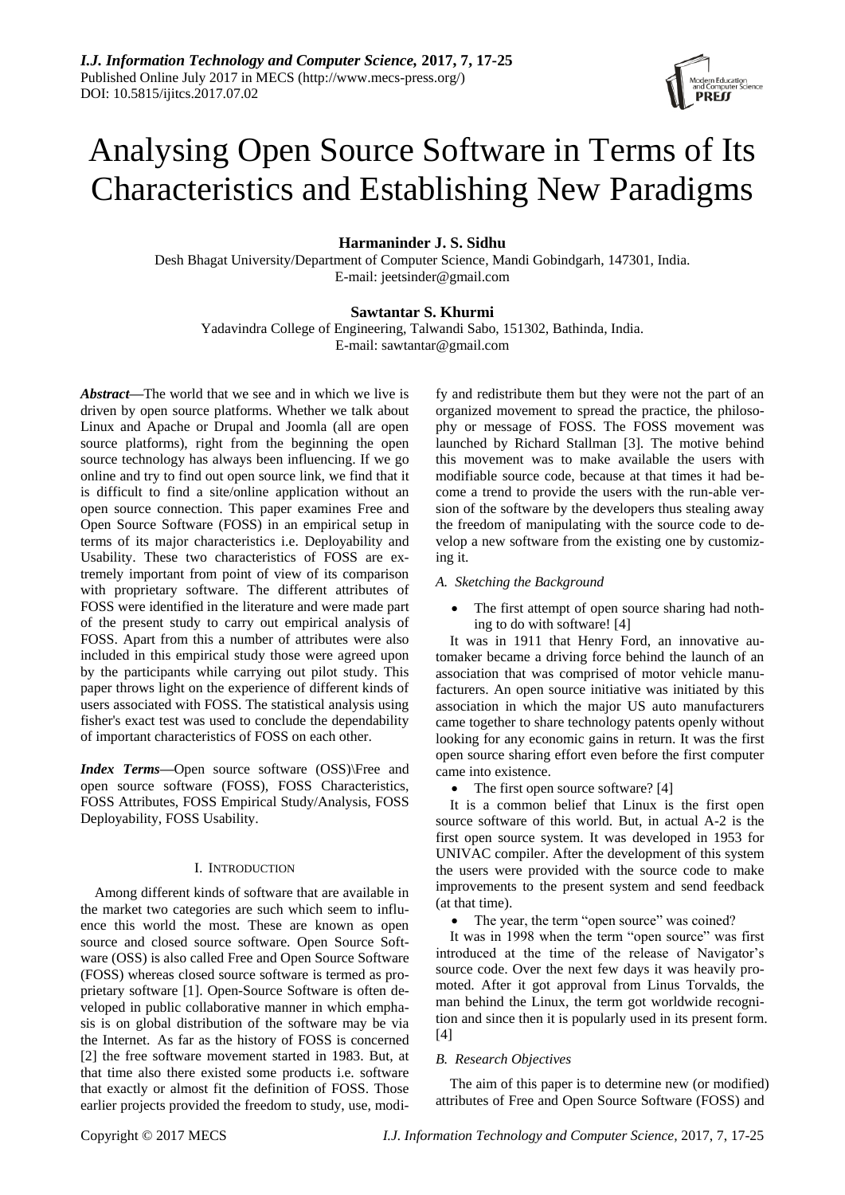# Analysing Open Source Software in Terms of Its Characteristics and Establishing New Paradigms

**Harmaninder J. S. Sidhu**

Desh Bhagat University/Department of Computer Science, Mandi Gobindgarh, 147301, India.
E-mail: jeetsinder@gmail.com

**Sawtantar S. Khurmi**

Yadavindra College of Engineering, Talwandi Sabo, 151302, Bathinda, India.
E-mail: sawtantar@gmail.com

***Abstract*—**The world that we see and in which we live is driven by open source platforms. Whether we talk about Linux and Apache or Drupal and Joomla (all are open source platforms), right from the beginning the open source technology has always been influencing. If we go online and try to find out open source link, we find that it is difficult to find a site/online application without an open source connection. This paper examines Free and Open Source Software (FOSS) in an empirical setup in terms of its major characteristics i.e. Deployability and Usability. These two characteristics of FOSS are extremely important from point of view of its comparison with proprietary software. The different attributes of FOSS were identified in the literature and were made part of the present study to carry out empirical analysis of FOSS. Apart from this a number of attributes were also included in this empirical study those were agreed upon by the participants while carrying out pilot study. This paper throws light on the experience of different kinds of users associated with FOSS. The statistical analysis using fisher's exact test was used to conclude the dependability of important characteristics of FOSS on each other.

***Index Terms*—**Open source software (OSS)\Free and open source software (FOSS), FOSS Characteristics, FOSS Attributes, FOSS Empirical Study/Analysis, FOSS Deployability, FOSS Usability.

## I. Introduction

Among different kinds of software that are available in the market two categories are such which seem to influence this world the most. These are known as open source and closed source software. Open Source Software (OSS) is also called Free and Open Source Software (FOSS) whereas closed source software is termed as proprietary software [1]. Open-Source Software is often developed in public collaborative manner in which emphasis is on global distribution of the software may be via the Internet. As far as the history of FOSS is concerned [2] the free software movement started in 1983. But, at that time also there existed some products i.e. software that exactly or almost fit the definition of FOSS. Those earlier projects provided the freedom to study, use, modify and redistribute them but they were not the part of an organized movement to spread the practice, the philosophy or message of FOSS. The FOSS movement was launched by Richard Stallman [3]. The motive behind this movement was to make available the users with modifiable source code, because at that times it had become a trend to provide the users with the run-able version of the software by the developers thus stealing away the freedom of manipulating with the source code to develop a new software from the existing one by customizing it.

### *A. Sketching the Background*

- The first attempt of open source sharing had nothing to do with software! [4]

It was in 1911 that Henry Ford, an innovative automaker became a driving force behind the launch of an association that was comprised of motor vehicle manufacturers. An open source initiative was initiated by this association in which the major US auto manufacturers came together to share technology patents openly without looking for any economic gains in return. It was the first open source sharing effort even before the first computer came into existence.

- The first open source software? [4]

It is a common belief that Linux is the first open source software of this world. But, in actual A-2 is the first open source system. It was developed in 1953 for UNIVAC compiler. After the development of this system the users were provided with the source code to make improvements to the present system and send feedback (at that time).

- The year, the term "open source" was coined?

It was in 1998 when the term "open source" was first introduced at the time of the release of Navigator's source code. Over the next few days it was heavily promoted. After it got approval from Linus Torvalds, the man behind the Linux, the term got worldwide recognition and since then it is popularly used in its present form. [4]

### *B. Research Objectives*

The aim of this paper is to determine new (or modified) attributes of Free and Open Source Software (FOSS) and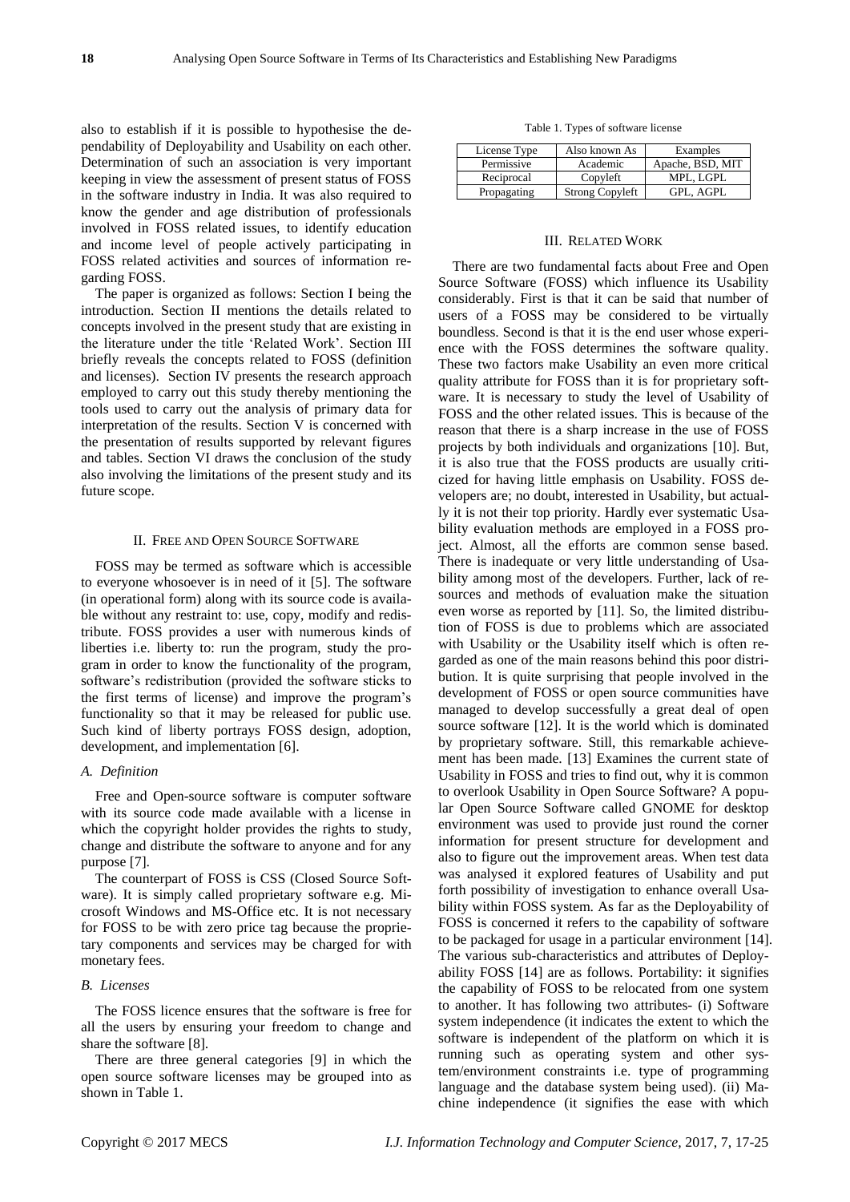also to establish if it is possible to hypothesise the dependability of Deployability and Usability on each other. Determination of such an association is very important keeping in view the assessment of present status of FOSS in the software industry in India. It was also required to know the gender and age distribution of professionals involved in FOSS related issues, to identify education and income level of people actively participating in FOSS related activities and sources of information regarding FOSS.

The paper is organized as follows: Section I being the introduction. Section II mentions the details related to concepts involved in the present study that are existing in the literature under the title 'Related Work'. Section III briefly reveals the concepts related to FOSS (definition and licenses). Section IV presents the research approach employed to carry out this study thereby mentioning the tools used to carry out the analysis of primary data for interpretation of the results. Section V is concerned with the presentation of results supported by relevant figures and tables. Section VI draws the conclusion of the study also involving the limitations of the present study and its future scope.

## II. Free and Open Source Software

FOSS may be termed as software which is accessible to everyone whosoever is in need of it [5]. The software (in operational form) along with its source code is available without any restraint to: use, copy, modify and redistribute. FOSS provides a user with numerous kinds of liberties i.e. liberty to: run the program, study the program in order to know the functionality of the program, software's redistribution (provided the software sticks to the first terms of license) and improve the program's functionality so that it may be released for public use. Such kind of liberty portrays FOSS design, adoption, development, and implementation [6].

### *A. Definition*

Free and Open-source software is computer software with its source code made available with a license in which the copyright holder provides the rights to study, change and distribute the software to anyone and for any purpose [7].

The counterpart of FOSS is CSS (Closed Source Software). It is simply called proprietary software e.g. Microsoft Windows and MS-Office etc. It is not necessary for FOSS to be with zero price tag because the proprietary components and services may be charged for with monetary fees.

### *B. Licenses*

The FOSS licence ensures that the software is free for all the users by ensuring your freedom to change and share the software [8].

There are three general categories [9] in which the open source software licenses may be grouped into as shown in Table 1.

Table 1. Types of software license

| License Type | Also known As | Examples |
| --- | --- | --- |
| Permissive | Academic | Apache, BSD, MIT |
| Reciprocal | Copyleft | MPL, LGPL |
| Propagating | Strong Copyleft | GPL, AGPL |

## III. Related Work

There are two fundamental facts about Free and Open Source Software (FOSS) which influence its Usability considerably. First is that it can be said that number of users of a FOSS may be considered to be virtually boundless. Second is that it is the end user whose experience with the FOSS determines the software quality. These two factors make Usability an even more critical quality attribute for FOSS than it is for proprietary software. It is necessary to study the level of Usability of FOSS and the other related issues. This is because of the reason that there is a sharp increase in the use of FOSS projects by both individuals and organizations [10]. But, it is also true that the FOSS products are usually criticized for having little emphasis on Usability. FOSS developers are; no doubt, interested in Usability, but actually it is not their top priority. Hardly ever systematic Usability evaluation methods are employed in a FOSS project. Almost, all the efforts are common sense based. There is inadequate or very little understanding of Usability among most of the developers. Further, lack of resources and methods of evaluation make the situation even worse as reported by [11]. So, the limited distribution of FOSS is due to problems which are associated with Usability or the Usability itself which is often regarded as one of the main reasons behind this poor distribution. It is quite surprising that people involved in the development of FOSS or open source communities have managed to develop successfully a great deal of open source software [12]. It is the world which is dominated by proprietary software. Still, this remarkable achievement has been made. [13] Examines the current state of Usability in FOSS and tries to find out, why it is common to overlook Usability in Open Source Software? A popular Open Source Software called GNOME for desktop environment was used to provide just round the corner information for present structure for development and also to figure out the improvement areas. When test data was analysed it explored features of Usability and put forth possibility of investigation to enhance overall Usability within FOSS system. As far as the Deployability of FOSS is concerned it refers to the capability of software to be packaged for usage in a particular environment [14]. The various sub-characteristics and attributes of Deployability FOSS [14] are as follows. Portability: it signifies the capability of FOSS to be relocated from one system to another. It has following two attributes- (i) Software system independence (it indicates the extent to which the software is independent of the platform on which it is running such as operating system and other system/environment constraints i.e. type of programming language and the database system being used). (ii) Machine independence (it signifies the ease with which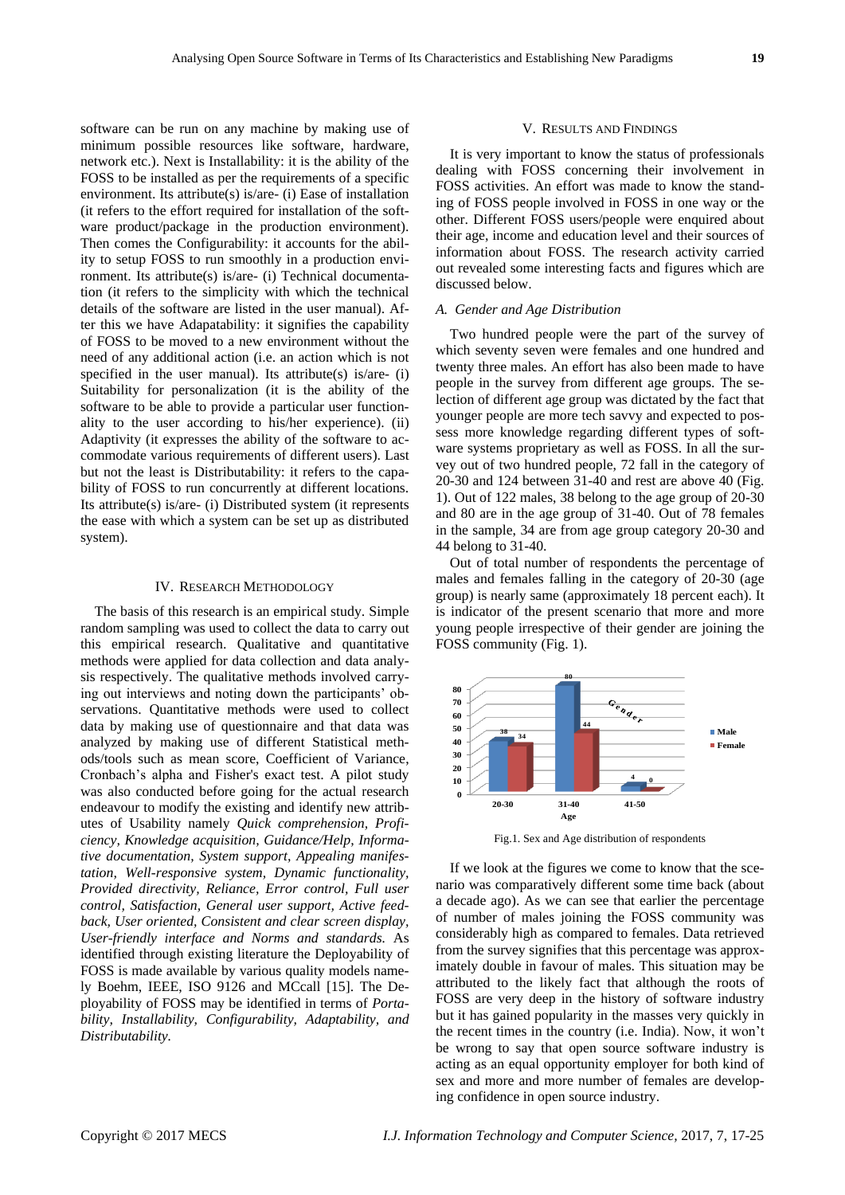software can be run on any machine by making use of minimum possible resources like software, hardware, network etc.). Next is Installability: it is the ability of the FOSS to be installed as per the requirements of a specific environment. Its attribute(s) is/are- (i) Ease of installation (it refers to the effort required for installation of the software product/package in the production environment). Then comes the Configurability: it accounts for the ability to setup FOSS to run smoothly in a production environment. Its attribute(s) is/are- (i) Technical documentation (it refers to the simplicity with which the technical details of the software are listed in the user manual). After this we have Adapatability: it signifies the capability of FOSS to be moved to a new environment without the need of any additional action (i.e. an action which is not specified in the user manual). Its attribute(s) is/are- (i) Suitability for personalization (it is the ability of the software to be able to provide a particular user functionality to the user according to his/her experience). (ii) Adaptivity (it expresses the ability of the software to accommodate various requirements of different users). Last but not the least is Distributability: it refers to the capability of FOSS to run concurrently at different locations. Its attribute(s) is/are- (i) Distributed system (it represents the ease with which a system can be set up as distributed system).

## IV. Research Methodology

The basis of this research is an empirical study. Simple random sampling was used to collect the data to carry out this empirical research. Qualitative and quantitative methods were applied for data collection and data analysis respectively. The qualitative methods involved carrying out interviews and noting down the participants' observations. Quantitative methods were used to collect data by making use of questionnaire and that data was analyzed by making use of different Statistical methods/tools such as mean score, Coefficient of Variance, Cronbach's alpha and Fisher's exact test. A pilot study was also conducted before going for the actual research endeavour to modify the existing and identify new attributes of Usability namely *Quick comprehension, Proficiency, Knowledge acquisition, Guidance/Help, Informative documentation, System support, Appealing manifestation, Well-responsive system, Dynamic functionality, Provided directivity, Reliance, Error control, Full user control, Satisfaction, General user support, Active feedback, User oriented, Consistent and clear screen display, User-friendly interface and Norms and standards.* As identified through existing literature the Deployability of FOSS is made available by various quality models namely Boehm, IEEE, ISO 9126 and MCcall [15]. The Deployability of FOSS may be identified in terms of *Portability, Installability, Configurability, Adaptability, and Distributability.*

## V. Results and Findings

It is very important to know the status of professionals dealing with FOSS concerning their involvement in FOSS activities. An effort was made to know the standing of FOSS people involved in FOSS in one way or the other. Different FOSS users/people were enquired about their age, income and education level and their sources of information about FOSS. The research activity carried out revealed some interesting facts and figures which are discussed below.

### A. Gender and Age Distribution

Two hundred people were the part of the survey of which seventy seven were females and one hundred and twenty three males. An effort has also been made to have people in the survey from different age groups. The selection of different age group was dictated by the fact that younger people are more tech savvy and expected to possess more knowledge regarding different types of software systems proprietary as well as FOSS. In all the survey out of two hundred people, 72 fall in the category of 20-30 and 124 between 31-40 and rest are above 40 (Fig. 1). Out of 122 males, 38 belong to the age group of 20-30 and 80 are in the age group of 31-40. Out of 78 females in the sample, 34 are from age group category 20-30 and 44 belong to 31-40.

Out of total number of respondents the percentage of males and females falling in the category of 20-30 (age group) is nearly same (approximately 18 percent each). It is indicator of the present scenario that more and more young people irrespective of their gender are joining the FOSS community (Fig. 1).

| Age | Male | Female |
|---|---|---|
| 20-30 | 38 | 34 |
| 31-40 | 80 | 44 |
| 41-50 | 4 | 0 |

Fig.1. Sex and Age distribution of respondents

If we look at the figures we come to know that the scenario was comparatively different some time back (about a decade ago). As we can see that earlier the percentage of number of males joining the FOSS community was considerably high as compared to females. Data retrieved from the survey signifies that this percentage was approximately double in favour of males. This situation may be attributed to the likely fact that although the roots of FOSS are very deep in the history of software industry but it has gained popularity in the masses very quickly in the recent times in the country (i.e. India). Now, it won't be wrong to say that open source software industry is acting as an equal opportunity employer for both kind of sex and more and more number of females are developing confidence in open source industry.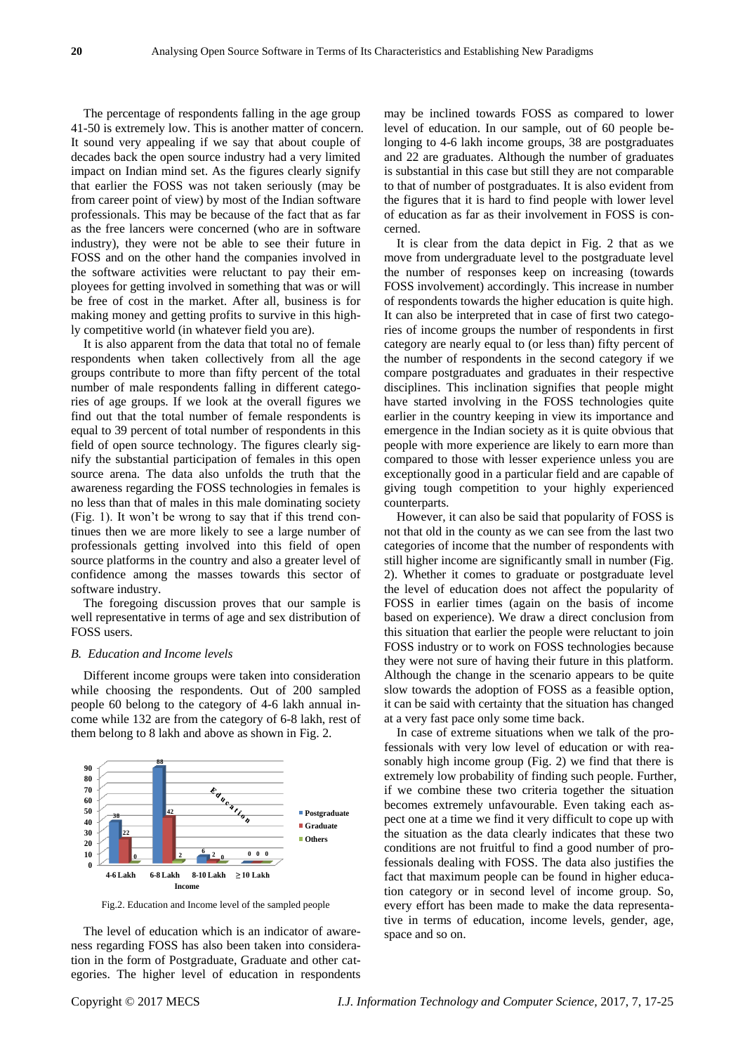The percentage of respondents falling in the age group 41-50 is extremely low. This is another matter of concern. It sound very appealing if we say that about couple of decades back the open source industry had a very limited impact on Indian mind set. As the figures clearly signify that earlier the FOSS was not taken seriously (may be from career point of view) by most of the Indian software professionals. This may be because of the fact that as far as the free lancers were concerned (who are in software industry), they were not be able to see their future in FOSS and on the other hand the companies involved in the software activities were reluctant to pay their employees for getting involved in something that was or will be free of cost in the market. After all, business is for making money and getting profits to survive in this highly competitive world (in whatever field you are).

It is also apparent from the data that total no of female respondents when taken collectively from all the age groups contribute to more than fifty percent of the total number of male respondents falling in different categories of age groups. If we look at the overall figures we find out that the total number of female respondents is equal to 39 percent of total number of respondents in this field of open source technology. The figures clearly signify the substantial participation of females in this open source arena. The data also unfolds the truth that the awareness regarding the FOSS technologies in females is no less than that of males in this male dominating society (Fig. 1). It won't be wrong to say that if this trend continues then we are more likely to see a large number of professionals getting involved into this field of open source platforms in the country and also a greater level of confidence among the masses towards this sector of software industry.

The foregoing discussion proves that our sample is well representative in terms of age and sex distribution of FOSS users.

### *B. Education and Income levels*

Different income groups were taken into consideration while choosing the respondents. Out of 200 sampled people 60 belong to the category of 4-6 lakh annual income while 132 are from the category of 6-8 lakh, rest of them belong to 8 lakh and above as shown in Fig. 2.

| Income | Postgraduate | Graduate | Others |
|---|---|---|---|
| 4-6 Lakh | 38 | 22 | 0 |
| 6-8 Lakh | 88 | 42 | 2 |
| 8-10 Lakh | 6 | 2 | 0 |
| ≥ 10 Lakh | 0 | 0 | 0 |

Fig.2. Education and Income level of the sampled people

The level of education which is an indicator of awareness regarding FOSS has also been taken into consideration in the form of Postgraduate, Graduate and other categories. The higher level of education in respondents may be inclined towards FOSS as compared to lower level of education. In our sample, out of 60 people belonging to 4-6 lakh income groups, 38 are postgraduates and 22 are graduates. Although the number of graduates is substantial in this case but still they are not comparable to that of number of postgraduates. It is also evident from the figures that it is hard to find people with lower level of education as far as their involvement in FOSS is concerned.

It is clear from the data depict in Fig. 2 that as we move from undergraduate level to the postgraduate level the number of responses keep on increasing (towards FOSS involvement) accordingly. This increase in number of respondents towards the higher education is quite high. It can also be interpreted that in case of first two categories of income groups the number of respondents in first category are nearly equal to (or less than) fifty percent of the number of respondents in the second category if we compare postgraduates and graduates in their respective disciplines. This inclination signifies that people might have started involving in the FOSS technologies quite earlier in the country keeping in view its importance and emergence in the Indian society as it is quite obvious that people with more experience are likely to earn more than compared to those with lesser experience unless you are exceptionally good in a particular field and are capable of giving tough competition to your highly experienced counterparts.

However, it can also be said that popularity of FOSS is not that old in the county as we can see from the last two categories of income that the number of respondents with still higher income are significantly small in number (Fig. 2). Whether it comes to graduate or postgraduate level the level of education does not affect the popularity of FOSS in earlier times (again on the basis of income based on experience). We draw a direct conclusion from this situation that earlier the people were reluctant to join FOSS industry or to work on FOSS technologies because they were not sure of having their future in this platform. Although the change in the scenario appears to be quite slow towards the adoption of FOSS as a feasible option, it can be said with certainty that the situation has changed at a very fast pace only some time back.

In case of extreme situations when we talk of the professionals with very low level of education or with reasonably high income group (Fig. 2) we find that there is extremely low probability of finding such people. Further, if we combine these two criteria together the situation becomes extremely unfavourable. Even taking each aspect one at a time we find it very difficult to cope up with the situation as the data clearly indicates that these two conditions are not fruitful to find a good number of professionals dealing with FOSS. The data also justifies the fact that maximum people can be found in higher education category or in second level of income group. So, every effort has been made to make the data representative in terms of education, income levels, gender, age, space and so on.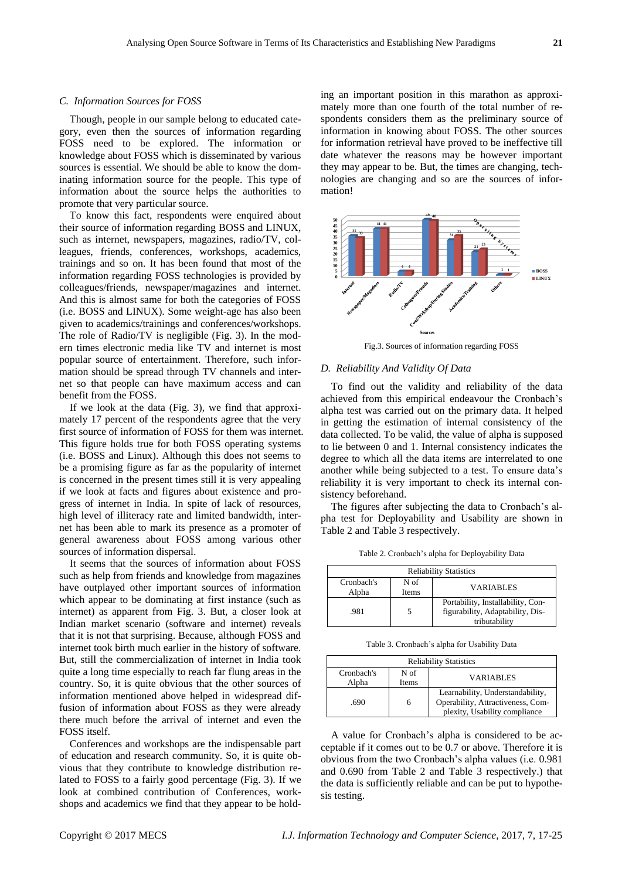### C. Information Sources for FOSS

Though, people in our sample belong to educated category, even then the sources of information regarding FOSS need to be explored. The information or knowledge about FOSS which is disseminated by various sources is essential. We should be able to know the dominating information source for the people. This type of information about the source helps the authorities to promote that very particular source.

To know this fact, respondents were enquired about their source of information regarding BOSS and LINUX, such as internet, newspapers, magazines, radio/TV, colleagues, friends, conferences, workshops, academics, trainings and so on. It has been found that most of the information regarding FOSS technologies is provided by colleagues/friends, newspaper/magazines and internet. And this is almost same for both the categories of FOSS (i.e. BOSS and LINUX). Some weight-age has also been given to academics/trainings and conferences/workshops. The role of Radio/TV is negligible (Fig. 3). In the modern times electronic media like TV and internet is most popular source of entertainment. Therefore, such information should be spread through TV channels and internet so that people can have maximum access and can benefit from the FOSS.

If we look at the data (Fig. 3), we find that approximately 17 percent of the respondents agree that the very first source of information of FOSS for them was internet. This figure holds true for both FOSS operating systems (i.e. BOSS and Linux). Although this does not seems to be a promising figure as far as the popularity of internet is concerned in the present times still it is very appealing if we look at facts and figures about existence and progress of internet in India. In spite of lack of resources, high level of illiteracy rate and limited bandwidth, internet has been able to mark its presence as a promoter of general awareness about FOSS among various other sources of information dispersal.

It seems that the sources of information about FOSS such as help from friends and knowledge from magazines have outplayed other important sources of information which appear to be dominating at first instance (such as internet) as apparent from Fig. 3. But, a closer look at Indian market scenario (software and internet) reveals that it is not that surprising. Because, although FOSS and internet took birth much earlier in the history of software. But, still the commercialization of internet in India took quite a long time especially to reach far flung areas in the country. So, it is quite obvious that the other sources of information mentioned above helped in widespread diffusion of information about FOSS as they were already there much before the arrival of internet and even the FOSS itself.

Conferences and workshops are the indispensable part of education and research community. So, it is quite obvious that they contribute to knowledge distribution related to FOSS to a fairly good percentage (Fig. 3). If we look at combined contribution of Conferences, workshops and academics we find that they appear to be holding an important position in this marathon as approximately more than one fourth of the total number of respondents considers them as the preliminary source of information in knowing about FOSS. The other sources for information retrieval have proved to be ineffective till date whatever the reasons may be however important they may appear to be. But, the times are changing, technologies are changing and so are the sources of information!

Fig.3. Sources of information regarding FOSS

### D. Reliability And Validity Of Data

To find out the validity and reliability of the data achieved from this empirical endeavour the Cronbach's alpha test was carried out on the primary data. It helped in getting the estimation of internal consistency of the data collected. To be valid, the value of alpha is supposed to lie between 0 and 1. Internal consistency indicates the degree to which all the data items are interrelated to one another while being subjected to a test. To ensure data's reliability it is very important to check its internal consistency beforehand.

The figures after subjecting the data to Cronbach's alpha test for Deployability and Usability are shown in Table 2 and Table 3 respectively.

Table 2. Cronbach's alpha for Deployability Data

| Reliability Statistics | | |
|---|---|---|
| Cronbach's Alpha | N of Items | VARIABLES |
| .981 | 5 | Portability, Installability, Configurability, Adaptability, Distributability |

Table 3. Cronbach's alpha for Usability Data

| Reliability Statistics | | |
|---|---|---|
| Cronbach's Alpha | N of Items | VARIABLES |
| .690 | 6 | Learnability, Understandability, Operability, Attractiveness, Complexity, Usability compliance |

A value for Cronbach's alpha is considered to be acceptable if it comes out to be 0.7 or above. Therefore it is obvious from the two Cronbach's alpha values (i.e. 0.981 and 0.690 from Table 2 and Table 3 respectively.) that the data is sufficiently reliable and can be put to hypothesis testing.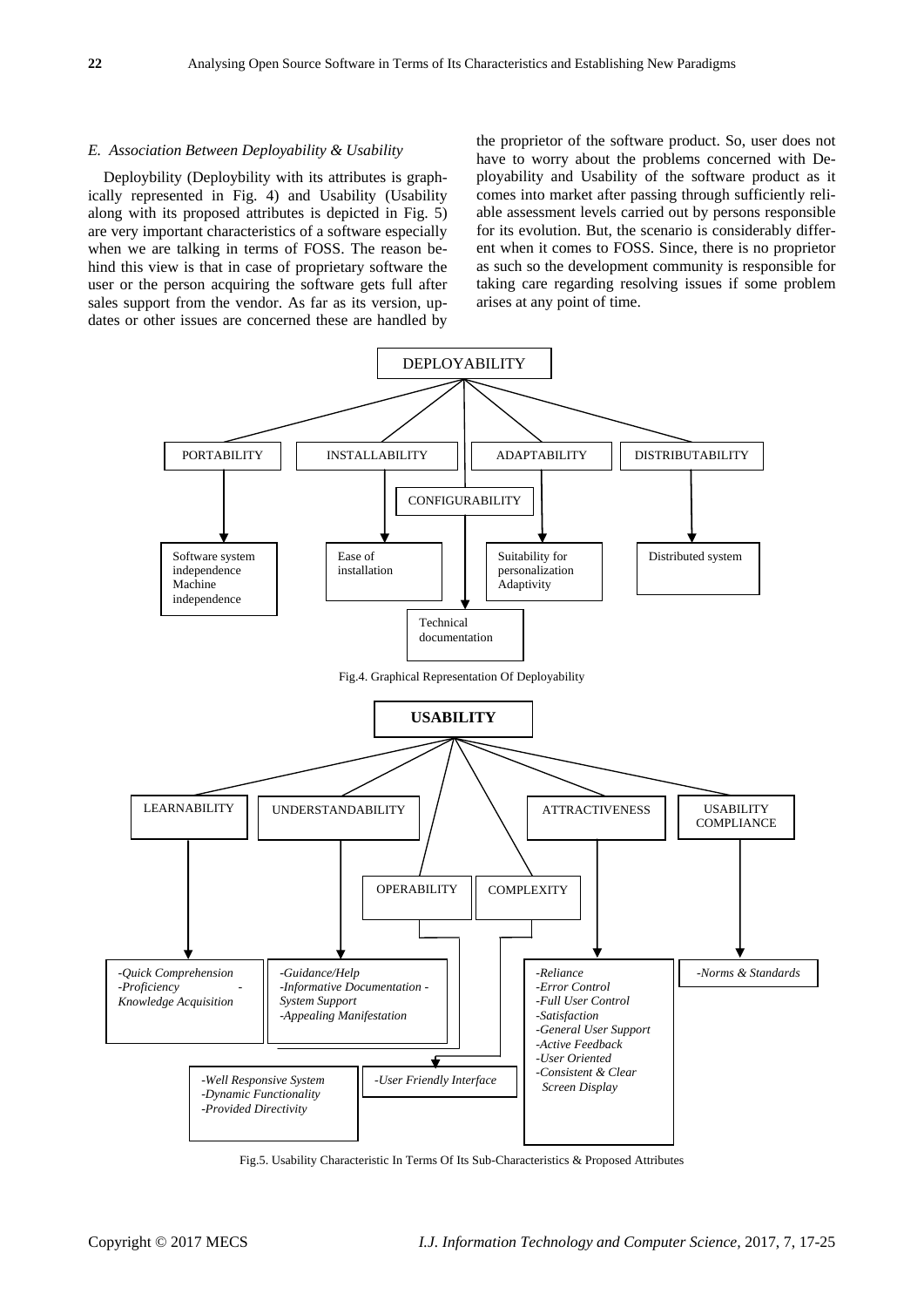### E. Association Between Deployability & Usability

Deploybility (Deploybility with its attributes is graphically represented in Fig. 4) and Usability (Usability along with its proposed attributes is depicted in Fig. 5) are very important characteristics of a software especially when we are talking in terms of FOSS. The reason behind this view is that in case of proprietary software the user or the person acquiring the software gets full after sales support from the vendor. As far as its version, updates or other issues are concerned these are handled by the proprietor of the software product. So, user does not have to worry about the problems concerned with Deployability and Usability of the software product as it comes into market after passing through sufficiently reliable assessment levels carried out by persons responsible for its evolution. But, the scenario is considerably different when it comes to FOSS. Since, there is no proprietor as such so the development community is responsible for taking care regarding resolving issues if some problem arises at any point of time.

DEPLOYABILITY

- PORTABILITY → Software system independence, Machine independence
- INSTALLABILITY → Ease of installation
- CONFIGURABILITY → Technical documentation
- ADAPTABILITY → Suitability for personalization, Adaptivity
- DISTRIBUTABILITY → Distributed system

Fig.4. Graphical Representation Of Deployability

**USABILITY**

- LEARNABILITY → *-Quick Comprehension -Proficiency -Knowledge Acquisition*
- UNDERSTANDABILITY → *-Guidance/Help -Informative Documentation -System Support -Appealing Manifestation*
- OPERABILITY, COMPLEXITY → *-User Friendly Interface*
- *-Well Responsive System -Dynamic Functionality -Provided Directivity*
- ATTRACTIVENESS → *-Reliance -Error Control -Full User Control -Satisfaction -General User Support -Active Feedback -User Oriented -Consistent & Clear Screen Display*
- USABILITY COMPLIANCE → *-Norms & Standards*

Fig.5. Usability Characteristic In Terms Of Its Sub-Characteristics & Proposed Attributes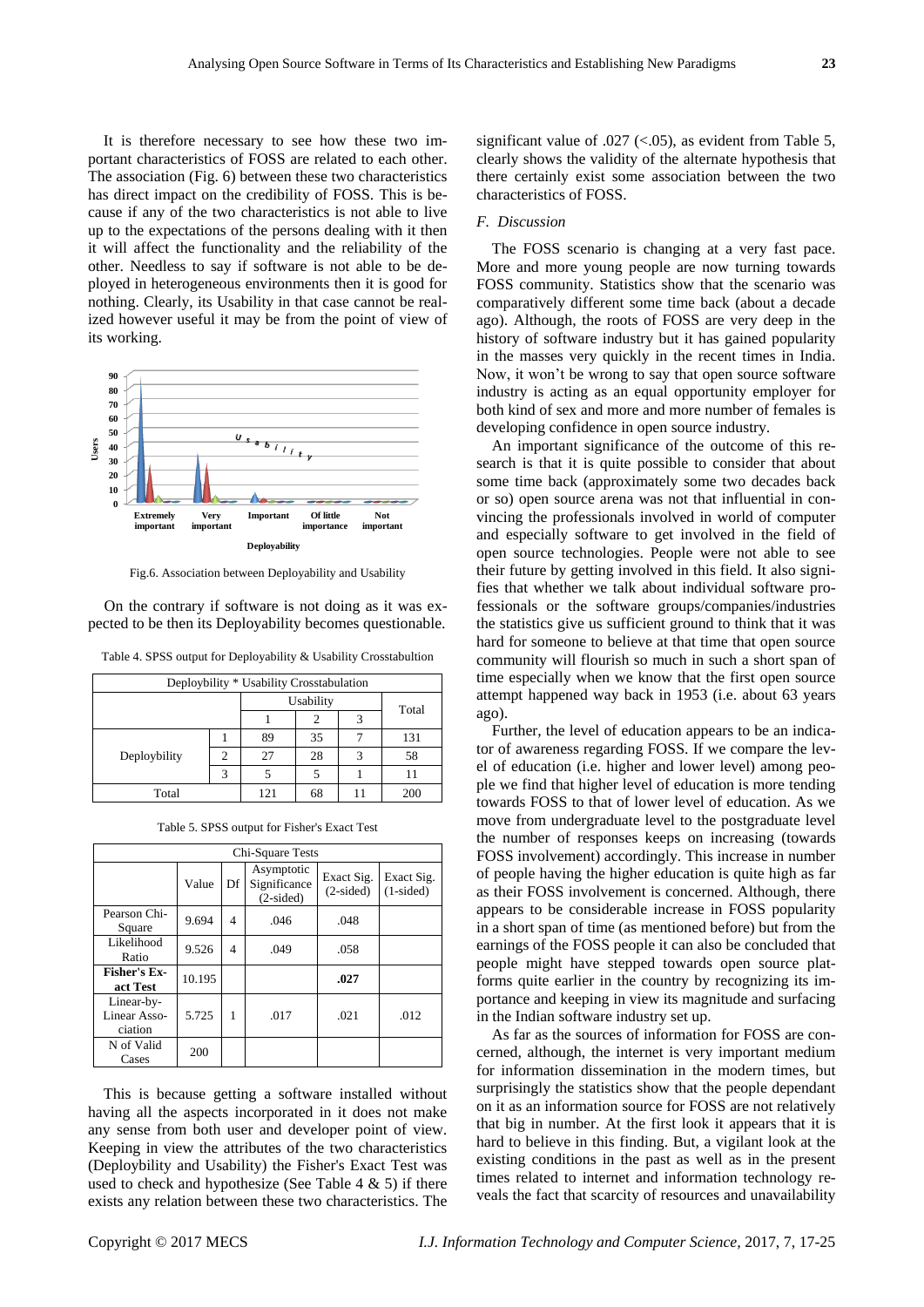It is therefore necessary to see how these two important characteristics of FOSS are related to each other. The association (Fig. 6) between these two characteristics has direct impact on the credibility of FOSS. This is because if any of the two characteristics is not able to live up to the expectations of the persons dealing with it then it will affect the functionality and the reliability of the other. Needless to say if software is not able to be deployed in heterogeneous environments then it is good for nothing. Clearly, its Usability in that case cannot be realized however useful it may be from the point of view of its working.

Fig.6. Association between Deployability and Usability

On the contrary if software is not doing as it was expected to be then its Deployability becomes questionable.

Table 4. SPSS output for Deployability & Usability Crosstabultion

| Deploybility * Usability Crosstabulation | | | | | |
|---|---|---|---|---|---|
| | | Usability | | | Total |
| | | 1 | 2 | 3 | |
| Deploybility | 1 | 89 | 35 | 7 | 131 |
| | 2 | 27 | 28 | 3 | 58 |
| | 3 | 5 | 5 | 1 | 11 |
| Total | | 121 | 68 | 11 | 200 |

Table 5. SPSS output for Fisher's Exact Test

| Chi-Square Tests | | | | | |
|---|---|---|---|---|---|
| | Value | Df | Asymptotic Significance (2-sided) | Exact Sig. (2-sided) | Exact Sig. (1-sided) |
| Pearson Chi-Square | 9.694 | 4 | .046 | .048 | |
| Likelihood Ratio | 9.526 | 4 | .049 | .058 | |
| **Fisher's Exact Test** | 10.195 | | | **.027** | |
| Linear-by-Linear Association | 5.725 | 1 | .017 | .021 | .012 |
| N of Valid Cases | 200 | | | | |

This is because getting a software installed without having all the aspects incorporated in it does not make any sense from both user and developer point of view. Keeping in view the attributes of the two characteristics (Deploybility and Usability) the Fisher's Exact Test was used to check and hypothesize (See Table 4 & 5) if there exists any relation between these two characteristics. The significant value of .027 (<.05), as evident from Table 5, clearly shows the validity of the alternate hypothesis that there certainly exist some association between the two characteristics of FOSS.

### *F. Discussion*

The FOSS scenario is changing at a very fast pace. More and more young people are now turning towards FOSS community. Statistics show that the scenario was comparatively different some time back (about a decade ago). Although, the roots of FOSS are very deep in the history of software industry but it has gained popularity in the masses very quickly in the recent times in India. Now, it won't be wrong to say that open source software industry is acting as an equal opportunity employer for both kind of sex and more and more number of females is developing confidence in open source industry.

An important significance of the outcome of this research is that it is quite possible to consider that about some time back (approximately some two decades back or so) open source arena was not that influential in convincing the professionals involved in world of computer and especially software to get involved in the field of open source technologies. People were not able to see their future by getting involved in this field. It also signifies that whether we talk about individual software professionals or the software groups/companies/industries the statistics give us sufficient ground to think that it was hard for someone to believe at that time that open source community will flourish so much in such a short span of time especially when we know that the first open source attempt happened way back in 1953 (i.e. about 63 years ago).

Further, the level of education appears to be an indicator of awareness regarding FOSS. If we compare the level of education (i.e. higher and lower level) among people we find that higher level of education is more tending towards FOSS to that of lower level of education. As we move from undergraduate level to the postgraduate level the number of responses keeps on increasing (towards FOSS involvement) accordingly. This increase in number of people having the higher education is quite high as far as their FOSS involvement is concerned. Although, there appears to be considerable increase in FOSS popularity in a short span of time (as mentioned before) but from the earnings of the FOSS people it can also be concluded that people might have stepped towards open source platforms quite earlier in the country by recognizing its importance and keeping in view its magnitude and surfacing in the Indian software industry set up.

As far as the sources of information for FOSS are concerned, although, the internet is very important medium for information dissemination in the modern times, but surprisingly the statistics show that the people dependant on it as an information source for FOSS are not relatively that big in number. At the first look it appears that it is hard to believe in this finding. But, a vigilant look at the existing conditions in the past as well as in the present times related to internet and information technology reveals the fact that scarcity of resources and unavailability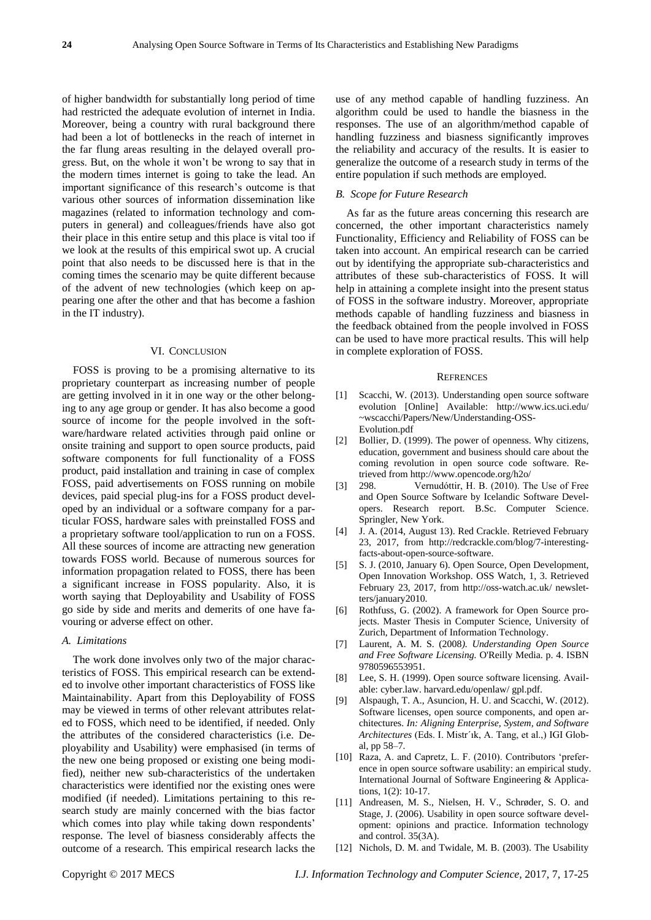of higher bandwidth for substantially long period of time had restricted the adequate evolution of internet in India. Moreover, being a country with rural background there had been a lot of bottlenecks in the reach of internet in the far flung areas resulting in the delayed overall progress. But, on the whole it won't be wrong to say that in the modern times internet is going to take the lead. An important significance of this research's outcome is that various other sources of information dissemination like magazines (related to information technology and computers in general) and colleagues/friends have also got their place in this entire setup and this place is vital too if we look at the results of this empirical swot up. A crucial point that also needs to be discussed here is that in the coming times the scenario may be quite different because of the advent of new technologies (which keep on appearing one after the other and that has become a fashion in the IT industry).

## VI. Conclusion

FOSS is proving to be a promising alternative to its proprietary counterpart as increasing number of people are getting involved in it in one way or the other belonging to any age group or gender. It has also become a good source of income for the people involved in the software/hardware related activities through paid online or onsite training and support to open source products, paid software components for full functionality of a FOSS product, paid installation and training in case of complex FOSS, paid advertisements on FOSS running on mobile devices, paid special plug-ins for a FOSS product developed by an individual or a software company for a particular FOSS, hardware sales with preinstalled FOSS and a proprietary software tool/application to run on a FOSS. All these sources of income are attracting new generation towards FOSS world. Because of numerous sources for information propagation related to FOSS, there has been a significant increase in FOSS popularity. Also, it is worth saying that Deployability and Usability of FOSS go side by side and merits and demerits of one have favouring or adverse effect on other.

### *A. Limitations*

The work done involves only two of the major characteristics of FOSS. This empirical research can be extended to involve other important characteristics of FOSS like Maintainability. Apart from this Deployability of FOSS may be viewed in terms of other relevant attributes related to FOSS, which need to be identified, if needed. Only the attributes of the considered characteristics (i.e. Deployability and Usability) were emphasised (in terms of the new one being proposed or existing one being modified), neither new sub-characteristics of the undertaken characteristics were identified nor the existing ones were modified (if needed). Limitations pertaining to this research study are mainly concerned with the bias factor which comes into play while taking down respondents' response. The level of biasness considerably affects the outcome of a research. This empirical research lacks the use of any method capable of handling fuzziness. An algorithm could be used to handle the biasness in the responses. The use of an algorithm/method capable of handling fuzziness and biasness significantly improves the reliability and accuracy of the results. It is easier to generalize the outcome of a research study in terms of the entire population if such methods are employed.

### *B. Scope for Future Research*

As far as the future areas concerning this research are concerned, the other important characteristics namely Functionality, Efficiency and Reliability of FOSS can be taken into account. An empirical research can be carried out by identifying the appropriate sub-characteristics and attributes of these sub-characteristics of FOSS. It will help in attaining a complete insight into the present status of FOSS in the software industry. Moreover, appropriate methods capable of handling fuzziness and biasness in the feedback obtained from the people involved in FOSS can be used to have more practical results. This will help in complete exploration of FOSS.

## Refrences

[1] Scacchi, W. (2013). Understanding open source software evolution [Online] Available: http://www.ics.uci.edu/~wscacchi/Papers/New/Understanding-OSS-Evolution.pdf

[2] Bollier, D. (1999). The power of openness. Why citizens, education, government and business should care about the coming revolution in open source code software. Retrieved from http://www.opencode.org/h2o/

[3] 298. Vernudóttir, H. B. (2010). The Use of Free and Open Source Software by Icelandic Software Developers. Research report. B.Sc. Computer Science. Springler, New York.

[4] J. A. (2014, August 13). Red Crackle. Retrieved February 23, 2017, from http://redcrackle.com/blog/7-interesting-facts-about-open-source-software.

[5] S. J. (2010, January 6). Open Source, Open Development, Open Innovation Workshop. OSS Watch, 1, 3. Retrieved February 23, 2017, from http://oss-watch.ac.uk/ newsletters/january2010.

[6] Rothfuss, G. (2002). A framework for Open Source projects. Master Thesis in Computer Science, University of Zurich, Department of Information Technology.

[7] Laurent, A. M. S. (2008). *Understanding Open Source and Free Software Licensing.* O'Reilly Media. p. 4. ISBN 9780596553951.

[8] Lee, S. H. (1999). Open source software licensing. Available: cyber.law. harvard.edu/openlaw/ gpl.pdf.

[9] Alspaugh, T. A., Asuncion, H. U. and Scacchi, W. (2012). Software licenses, open source components, and open architectures. *In: Aligning Enterprise, System, and Software Architectures* (Eds. I. Mistr´ık, A. Tang, et al.,) IGI Global, pp 58–7.

[10] Raza, A. and Capretz, L. F. (2010). Contributors 'preference in open source software usability: an empirical study. International Journal of Software Engineering & Applications, 1(2): 10-17.

[11] Andreasen, M. S., Nielsen, H. V., Schrøder, S. O. and Stage, J. (2006). Usability in open source software development: opinions and practice. Information technology and control. 35(3A).

[12] Nichols, D. M. and Twidale, M. B. (2003). The Usability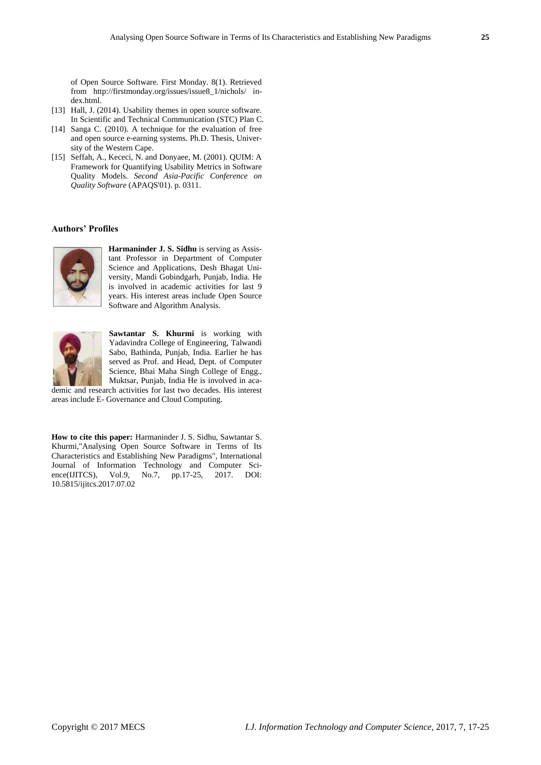of Open Source Software. First Monday. 8(1). Retrieved from http://firstmonday.org/issues/issue8_1/nichols/ index.html.

[13] Hall, J. (2014). Usability themes in open source software. In Scientific and Technical Communication (STC) Plan C.

[14] Sanga C. (2010). A technique for the evaluation of free and open source e-earning systems. Ph.D. Thesis, University of the Western Cape.

[15] Seffah, A., Kececi, N. and Donyaee, M. (2001). QUIM: A Framework for Quantifying Usability Metrics in Software Quality Models. *Second Asia-Pacific Conference on Quality Software* (APAQS'01). p. 0311.

### Authors' Profiles

**Harmaninder J. S. Sidhu** is serving as Assistant Professor in Department of Computer Science and Applications, Desh Bhagat University, Mandi Gobindgarh, Punjab, India. He is involved in academic activities for last 9 years. His interest areas include Open Source Software and Algorithm Analysis.

**Sawtantar S. Khurmi** is working with Yadavindra College of Engineering, Talwandi Sabo, Bathinda, Punjab, India. Earlier he has served as Prof. and Head, Dept. of Computer Science, Bhai Maha Singh College of Engg., Muktsar, Punjab, India He is involved in academic and research activities for last two decades. His interest areas include E- Governance and Cloud Computing.

**How to cite this paper:** Harmaninder J. S. Sidhu, Sawtantar S. Khurmi,"Analysing Open Source Software in Terms of Its Characteristics and Establishing New Paradigms", International Journal of Information Technology and Computer Science(IJITCS), Vol.9, No.7, pp.17-25, 2017. DOI: 10.5815/ijitcs.2017.07.02